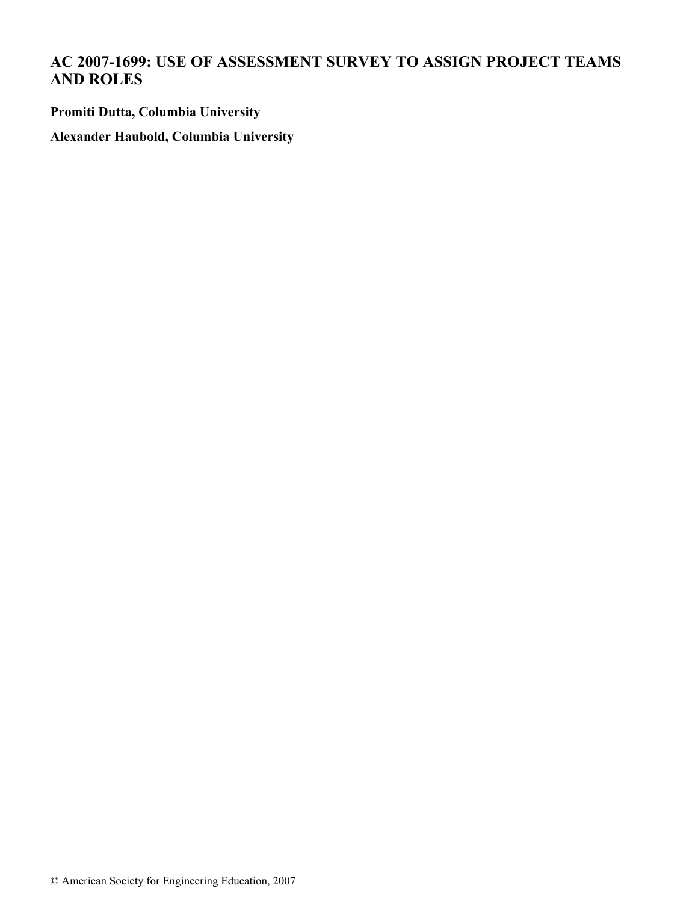# AC 2007-1699: USE OF ASSESSMENT SURVEY TO ASSIGN PROJECT TEAMS AND ROLES

**Promiti Dutta, Columbia University**

**Alexander Haubold, Columbia University**

© American Society for Engineering Education, 2007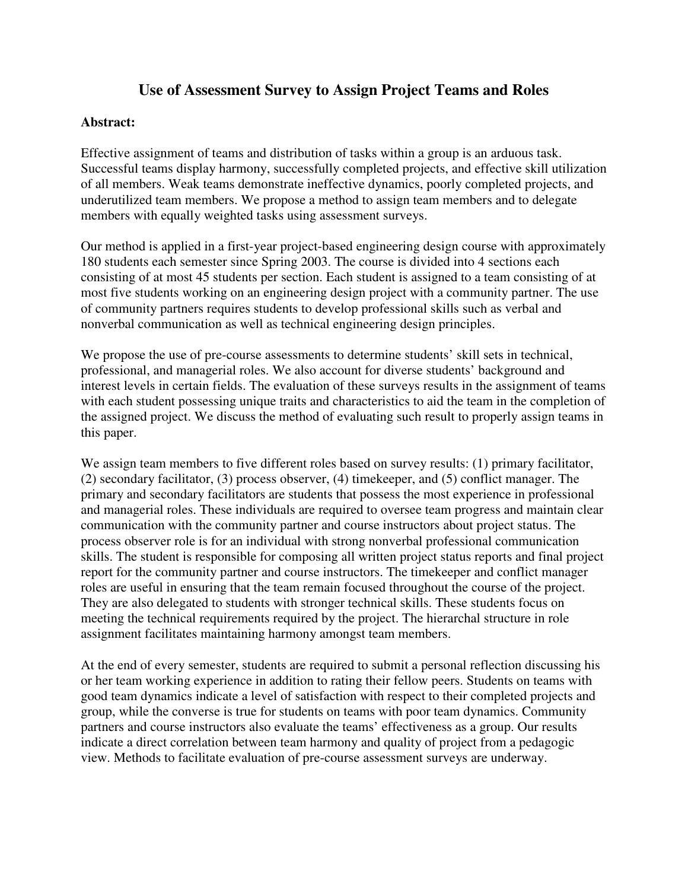# Use of Assessment Survey to Assign Project Teams and Roles

**Abstract:**

Effective assignment of teams and distribution of tasks within a group is an arduous task. Successful teams display harmony, successfully completed projects, and effective skill utilization of all members. Weak teams demonstrate ineffective dynamics, poorly completed projects, and underutilized team members. We propose a method to assign team members and to delegate members with equally weighted tasks using assessment surveys.

Our method is applied in a first-year project-based engineering design course with approximately 180 students each semester since Spring 2003. The course is divided into 4 sections each consisting of at most 45 students per section. Each student is assigned to a team consisting of at most five students working on an engineering design project with a community partner. The use of community partners requires students to develop professional skills such as verbal and nonverbal communication as well as technical engineering design principles.

We propose the use of pre-course assessments to determine students' skill sets in technical, professional, and managerial roles. We also account for diverse students' background and interest levels in certain fields. The evaluation of these surveys results in the assignment of teams with each student possessing unique traits and characteristics to aid the team in the completion of the assigned project. We discuss the method of evaluating such result to properly assign teams in this paper.

We assign team members to five different roles based on survey results: (1) primary facilitator, (2) secondary facilitator, (3) process observer, (4) timekeeper, and (5) conflict manager. The primary and secondary facilitators are students that possess the most experience in professional and managerial roles. These individuals are required to oversee team progress and maintain clear communication with the community partner and course instructors about project status. The process observer role is for an individual with strong nonverbal professional communication skills. The student is responsible for composing all written project status reports and final project report for the community partner and course instructors. The timekeeper and conflict manager roles are useful in ensuring that the team remain focused throughout the course of the project. They are also delegated to students with stronger technical skills. These students focus on meeting the technical requirements required by the project. The hierarchal structure in role assignment facilitates maintaining harmony amongst team members.

At the end of every semester, students are required to submit a personal reflection discussing his or her team working experience in addition to rating their fellow peers. Students on teams with good team dynamics indicate a level of satisfaction with respect to their completed projects and group, while the converse is true for students on teams with poor team dynamics. Community partners and course instructors also evaluate the teams' effectiveness as a group. Our results indicate a direct correlation between team harmony and quality of project from a pedagogic view. Methods to facilitate evaluation of pre-course assessment surveys are underway.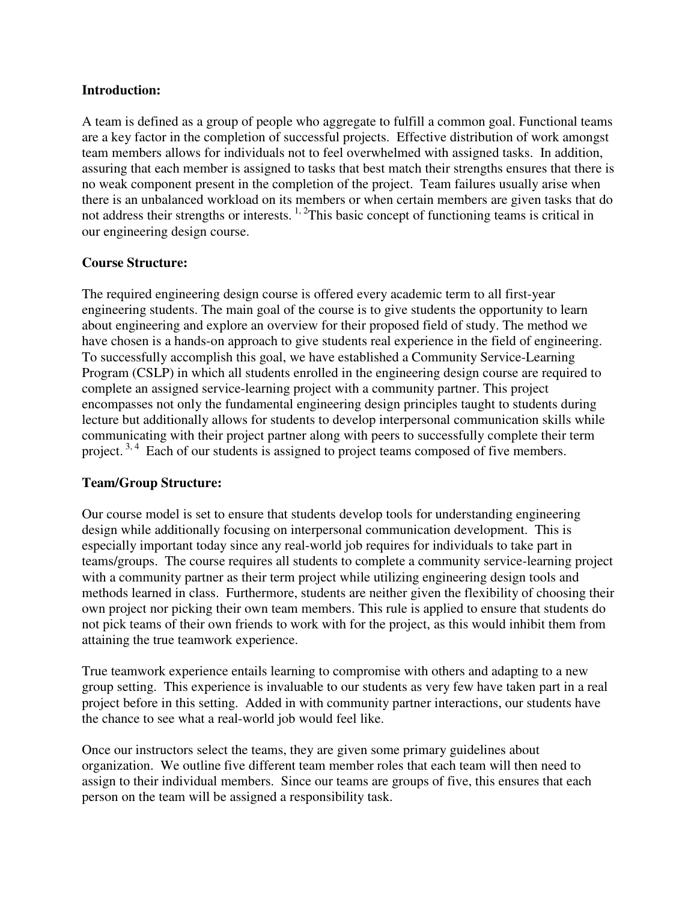**Introduction:**

A team is defined as a group of people who aggregate to fulfill a common goal. Functional teams are a key factor in the completion of successful projects. Effective distribution of work amongst team members allows for individuals not to feel overwhelmed with assigned tasks. In addition, assuring that each member is assigned to tasks that best match their strengths ensures that there is no weak component present in the completion of the project. Team failures usually arise when there is an unbalanced workload on its members or when certain members are given tasks that do not address their strengths or interests. [1, 2]This basic concept of functioning teams is critical in our engineering design course.

**Course Structure:**

The required engineering design course is offered every academic term to all first-year engineering students. The main goal of the course is to give students the opportunity to learn about engineering and explore an overview for their proposed field of study. The method we have chosen is a hands-on approach to give students real experience in the field of engineering. To successfully accomplish this goal, we have established a Community Service-Learning Program (CSLP) in which all students enrolled in the engineering design course are required to complete an assigned service-learning project with a community partner. This project encompasses not only the fundamental engineering design principles taught to students during lecture but additionally allows for students to develop interpersonal communication skills while communicating with their project partner along with peers to successfully complete their term project. [3, 4] Each of our students is assigned to project teams composed of five members.

**Team/Group Structure:**

Our course model is set to ensure that students develop tools for understanding engineering design while additionally focusing on interpersonal communication development. This is especially important today since any real-world job requires for individuals to take part in teams/groups. The course requires all students to complete a community service-learning project with a community partner as their term project while utilizing engineering design tools and methods learned in class. Furthermore, students are neither given the flexibility of choosing their own project nor picking their own team members. This rule is applied to ensure that students do not pick teams of their own friends to work with for the project, as this would inhibit them from attaining the true teamwork experience.

True teamwork experience entails learning to compromise with others and adapting to a new group setting. This experience is invaluable to our students as very few have taken part in a real project before in this setting. Added in with community partner interactions, our students have the chance to see what a real-world job would feel like.

Once our instructors select the teams, they are given some primary guidelines about organization. We outline five different team member roles that each team will then need to assign to their individual members. Since our teams are groups of five, this ensures that each person on the team will be assigned a responsibility task.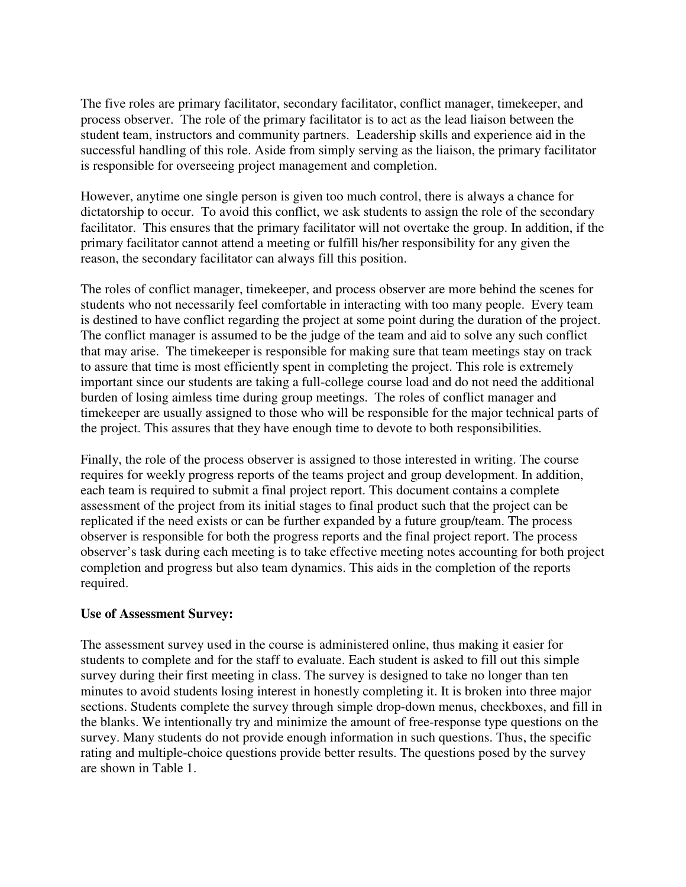The five roles are primary facilitator, secondary facilitator, conflict manager, timekeeper, and process observer. The role of the primary facilitator is to act as the lead liaison between the student team, instructors and community partners. Leadership skills and experience aid in the successful handling of this role. Aside from simply serving as the liaison, the primary facilitator is responsible for overseeing project management and completion.

However, anytime one single person is given too much control, there is always a chance for dictatorship to occur. To avoid this conflict, we ask students to assign the role of the secondary facilitator. This ensures that the primary facilitator will not overtake the group. In addition, if the primary facilitator cannot attend a meeting or fulfill his/her responsibility for any given the reason, the secondary facilitator can always fill this position.

The roles of conflict manager, timekeeper, and process observer are more behind the scenes for students who not necessarily feel comfortable in interacting with too many people. Every team is destined to have conflict regarding the project at some point during the duration of the project. The conflict manager is assumed to be the judge of the team and aid to solve any such conflict that may arise. The timekeeper is responsible for making sure that team meetings stay on track to assure that time is most efficiently spent in completing the project. This role is extremely important since our students are taking a full-college course load and do not need the additional burden of losing aimless time during group meetings. The roles of conflict manager and timekeeper are usually assigned to those who will be responsible for the major technical parts of the project. This assures that they have enough time to devote to both responsibilities.

Finally, the role of the process observer is assigned to those interested in writing. The course requires for weekly progress reports of the teams project and group development. In addition, each team is required to submit a final project report. This document contains a complete assessment of the project from its initial stages to final product such that the project can be replicated if the need exists or can be further expanded by a future group/team. The process observer is responsible for both the progress reports and the final project report. The process observer's task during each meeting is to take effective meeting notes accounting for both project completion and progress but also team dynamics. This aids in the completion of the reports required.

**Use of Assessment Survey:**

The assessment survey used in the course is administered online, thus making it easier for students to complete and for the staff to evaluate. Each student is asked to fill out this simple survey during their first meeting in class. The survey is designed to take no longer than ten minutes to avoid students losing interest in honestly completing it. It is broken into three major sections. Students complete the survey through simple drop-down menus, checkboxes, and fill in the blanks. We intentionally try and minimize the amount of free-response type questions on the survey. Many students do not provide enough information in such questions. Thus, the specific rating and multiple-choice questions provide better results. The questions posed by the survey are shown in Table 1.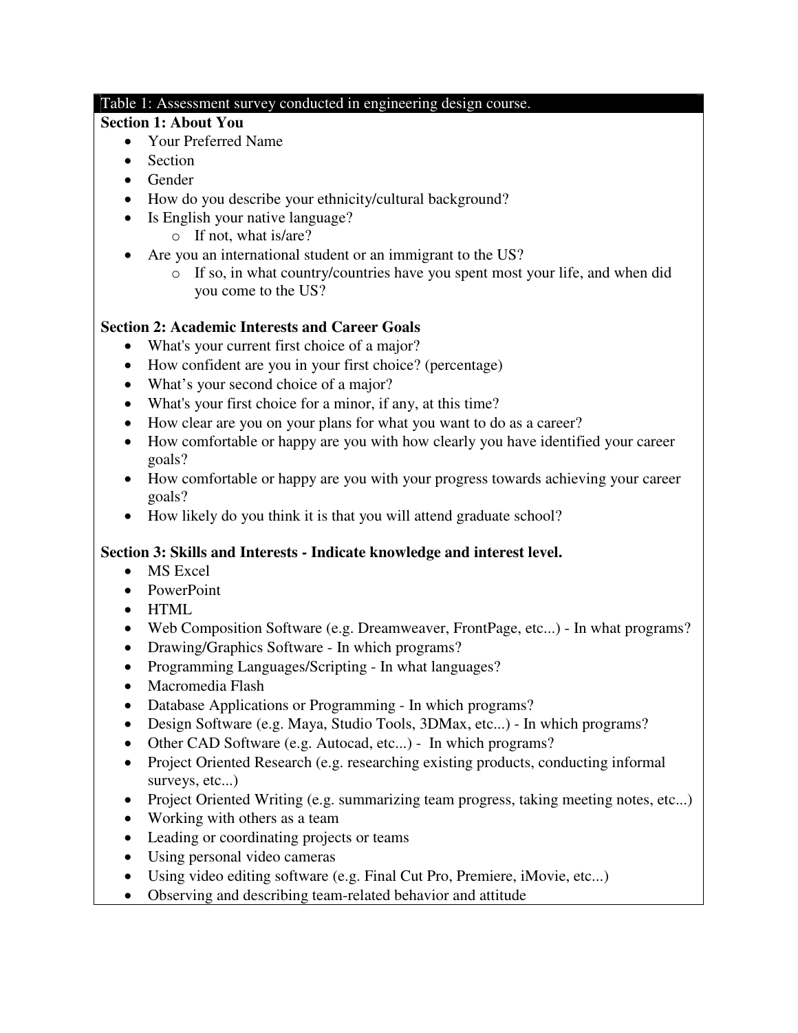Table 1: Assessment survey conducted in engineering design course.

**Section 1: About You**

- Your Preferred Name
- Section
- Gender
- How do you describe your ethnicity/cultural background?
- Is English your native language?
    - If not, what is/are?
- Are you an international student or an immigrant to the US?
    - If so, in what country/countries have you spent most your life, and when did you come to the US?

**Section 2: Academic Interests and Career Goals**

- What's your current first choice of a major?
- How confident are you in your first choice? (percentage)
- What's your second choice of a major?
- What's your first choice for a minor, if any, at this time?
- How clear are you on your plans for what you want to do as a career?
- How comfortable or happy are you with how clearly you have identified your career goals?
- How comfortable or happy are you with your progress towards achieving your career goals?
- How likely do you think it is that you will attend graduate school?

**Section 3: Skills and Interests - Indicate knowledge and interest level.**

- MS Excel
- PowerPoint
- HTML
- Web Composition Software (e.g. Dreamweaver, FrontPage, etc...) - In what programs?
- Drawing/Graphics Software - In which programs?
- Programming Languages/Scripting - In what languages?
- Macromedia Flash
- Database Applications or Programming - In which programs?
- Design Software (e.g. Maya, Studio Tools, 3DMax, etc...) - In which programs?
- Other CAD Software (e.g. Autocad, etc...) - In which programs?
- Project Oriented Research (e.g. researching existing products, conducting informal surveys, etc...)
- Project Oriented Writing (e.g. summarizing team progress, taking meeting notes, etc...)
- Working with others as a team
- Leading or coordinating projects or teams
- Using personal video cameras
- Using video editing software (e.g. Final Cut Pro, Premiere, iMovie, etc...)
- Observing and describing team-related behavior and attitude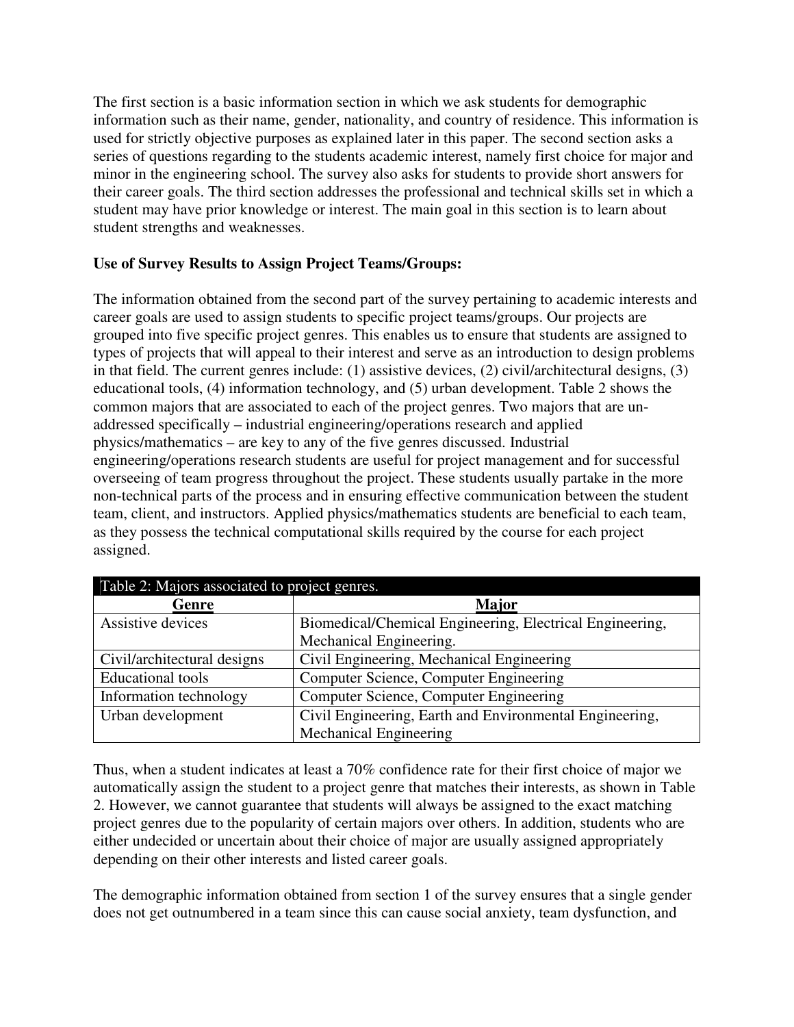The first section is a basic information section in which we ask students for demographic information such as their name, gender, nationality, and country of residence. This information is used for strictly objective purposes as explained later in this paper. The second section asks a series of questions regarding to the students academic interest, namely first choice for major and minor in the engineering school. The survey also asks for students to provide short answers for their career goals. The third section addresses the professional and technical skills set in which a student may have prior knowledge or interest. The main goal in this section is to learn about student strengths and weaknesses.

**Use of Survey Results to Assign Project Teams/Groups:**

The information obtained from the second part of the survey pertaining to academic interests and career goals are used to assign students to specific project teams/groups. Our projects are grouped into five specific project genres. This enables us to ensure that students are assigned to types of projects that will appeal to their interest and serve as an introduction to design problems in that field. The current genres include: (1) assistive devices, (2) civil/architectural designs, (3) educational tools, (4) information technology, and (5) urban development. Table 2 shows the common majors that are associated to each of the project genres. Two majors that are un-addressed specifically – industrial engineering/operations research and applied physics/mathematics – are key to any of the five genres discussed. Industrial engineering/operations research students are useful for project management and for successful overseeing of team progress throughout the project. These students usually partake in the more non-technical parts of the process and in ensuring effective communication between the student team, client, and instructors. Applied physics/mathematics students are beneficial to each team, as they possess the technical computational skills required by the course for each project assigned.

Table 2: Majors associated to project genres.

| Genre | Major |
|---|---|
| Assistive devices | Biomedical/Chemical Engineering, Electrical Engineering, Mechanical Engineering. |
| Civil/architectural designs | Civil Engineering, Mechanical Engineering |
| Educational tools | Computer Science, Computer Engineering |
| Information technology | Computer Science, Computer Engineering |
| Urban development | Civil Engineering, Earth and Environmental Engineering, Mechanical Engineering |

Thus, when a student indicates at least a 70% confidence rate for their first choice of major we automatically assign the student to a project genre that matches their interests, as shown in Table 2. However, we cannot guarantee that students will always be assigned to the exact matching project genres due to the popularity of certain majors over others. In addition, students who are either undecided or uncertain about their choice of major are usually assigned appropriately depending on their other interests and listed career goals.

The demographic information obtained from section 1 of the survey ensures that a single gender does not get outnumbered in a team since this can cause social anxiety, team dysfunction, and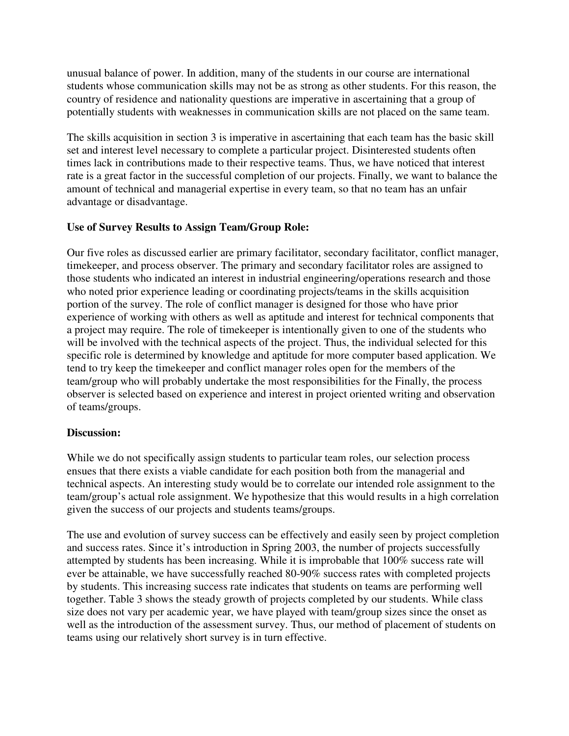unusual balance of power. In addition, many of the students in our course are international students whose communication skills may not be as strong as other students. For this reason, the country of residence and nationality questions are imperative in ascertaining that a group of potentially students with weaknesses in communication skills are not placed on the same team.

The skills acquisition in section 3 is imperative in ascertaining that each team has the basic skill set and interest level necessary to complete a particular project. Disinterested students often times lack in contributions made to their respective teams. Thus, we have noticed that interest rate is a great factor in the successful completion of our projects. Finally, we want to balance the amount of technical and managerial expertise in every team, so that no team has an unfair advantage or disadvantage.

**Use of Survey Results to Assign Team/Group Role:**

Our five roles as discussed earlier are primary facilitator, secondary facilitator, conflict manager, timekeeper, and process observer. The primary and secondary facilitator roles are assigned to those students who indicated an interest in industrial engineering/operations research and those who noted prior experience leading or coordinating projects/teams in the skills acquisition portion of the survey. The role of conflict manager is designed for those who have prior experience of working with others as well as aptitude and interest for technical components that a project may require. The role of timekeeper is intentionally given to one of the students who will be involved with the technical aspects of the project. Thus, the individual selected for this specific role is determined by knowledge and aptitude for more computer based application. We tend to try keep the timekeeper and conflict manager roles open for the members of the team/group who will probably undertake the most responsibilities for the Finally, the process observer is selected based on experience and interest in project oriented writing and observation of teams/groups.

**Discussion:**

While we do not specifically assign students to particular team roles, our selection process ensues that there exists a viable candidate for each position both from the managerial and technical aspects. An interesting study would be to correlate our intended role assignment to the team/group's actual role assignment. We hypothesize that this would results in a high correlation given the success of our projects and students teams/groups.

The use and evolution of survey success can be effectively and easily seen by project completion and success rates. Since it's introduction in Spring 2003, the number of projects successfully attempted by students has been increasing. While it is improbable that 100% success rate will ever be attainable, we have successfully reached 80-90% success rates with completed projects by students. This increasing success rate indicates that students on teams are performing well together. Table 3 shows the steady growth of projects completed by our students. While class size does not vary per academic year, we have played with team/group sizes since the onset as well as the introduction of the assessment survey. Thus, our method of placement of students on teams using our relatively short survey is in turn effective.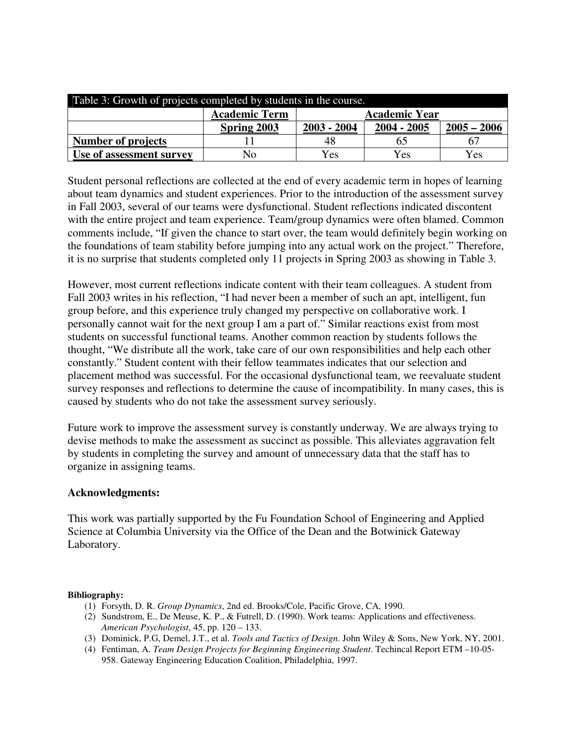Table 3: Growth of projects completed by students in the course.

| | Academic Term | Academic Year | | |
|---|---|---|---|---|
| | **Spring 2003** | **2003 - 2004** | **2004 - 2005** | **2005 – 2006** |
| **Number of projects** | 11 | 48 | 65 | 67 |
| **Use of assessment survey** | No | Yes | Yes | Yes |

Student personal reflections are collected at the end of every academic term in hopes of learning about team dynamics and student experiences. Prior to the introduction of the assessment survey in Fall 2003, several of our teams were dysfunctional. Student reflections indicated discontent with the entire project and team experience. Team/group dynamics were often blamed. Common comments include, "If given the chance to start over, the team would definitely begin working on the foundations of team stability before jumping into any actual work on the project." Therefore, it is no surprise that students completed only 11 projects in Spring 2003 as showing in Table 3.

However, most current reflections indicate content with their team colleagues. A student from Fall 2003 writes in his reflection, "I had never been a member of such an apt, intelligent, fun group before, and this experience truly changed my perspective on collaborative work. I personally cannot wait for the next group I am a part of." Similar reactions exist from most students on successful functional teams. Another common reaction by students follows the thought, "We distribute all the work, take care of our own responsibilities and help each other constantly." Student content with their fellow teammates indicates that our selection and placement method was successful. For the occasional dysfunctional team, we reevaluate student survey responses and reflections to determine the cause of incompatibility. In many cases, this is caused by students who do not take the assessment survey seriously.

Future work to improve the assessment survey is constantly underway. We are always trying to devise methods to make the assessment as succinct as possible. This alleviates aggravation felt by students in completing the survey and amount of unnecessary data that the staff has to organize in assigning teams.

**Acknowledgments:**

This work was partially supported by the Fu Foundation School of Engineering and Applied Science at Columbia University via the Office of the Dean and the Botwinick Gateway Laboratory.

**Bibliography:**

1. Forsyth, D. R. *Group Dynamics*, 2nd ed. Brooks/Cole, Pacific Grove, CA, 1990.
2. Sundstrom, E., De Meuse, K. P., & Futrell, D. (1990). Work teams: Applications and effectiveness. *American Psychologist*, 45, pp. 120 – 133.
3. Dominick, P.G, Demel, J.T., et al. *Tools and Tactics of Design*. John Wiley & Sons, New York, NY, 2001.
4. Fentiman, A. *Team Design Projects for Beginning Engineering Student*. Techincal Report ETM –10-05-958. Gateway Engineering Education Coalition, Philadelphia, 1997.